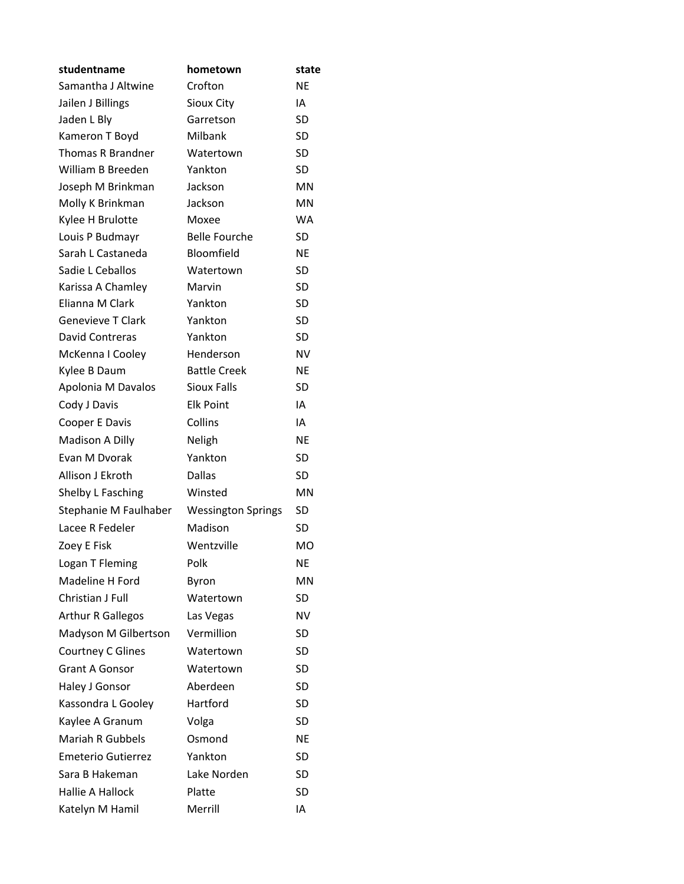| studentname | hometown | state |
|---|---|---|
| Samantha J Altwine | Crofton | NE |
| Jailen J Billings | Sioux City | IA |
| Jaden L Bly | Garretson | SD |
| Kameron T Boyd | Milbank | SD |
| Thomas R Brandner | Watertown | SD |
| William B Breeden | Yankton | SD |
| Joseph M Brinkman | Jackson | MN |
| Molly K Brinkman | Jackson | MN |
| Kylee H Brulotte | Moxee | WA |
| Louis P Budmayr | Belle Fourche | SD |
| Sarah L Castaneda | Bloomfield | NE |
| Sadie L Ceballos | Watertown | SD |
| Karissa A Chamley | Marvin | SD |
| Elianna M Clark | Yankton | SD |
| Genevieve T Clark | Yankton | SD |
| David Contreras | Yankton | SD |
| McKenna I Cooley | Henderson | NV |
| Kylee B Daum | Battle Creek | NE |
| Apolonia M Davalos | Sioux Falls | SD |
| Cody J Davis | Elk Point | IA |
| Cooper E Davis | Collins | IA |
| Madison A Dilly | Neligh | NE |
| Evan M Dvorak | Yankton | SD |
| Allison J Ekroth | Dallas | SD |
| Shelby L Fasching | Winsted | MN |
| Stephanie M Faulhaber | Wessington Springs | SD |
| Lacee R Fedeler | Madison | SD |
| Zoey E Fisk | Wentzville | MO |
| Logan T Fleming | Polk | NE |
| Madeline H Ford | Byron | MN |
| Christian J Full | Watertown | SD |
| Arthur R Gallegos | Las Vegas | NV |
| Madyson M Gilbertson | Vermillion | SD |
| Courtney C Glines | Watertown | SD |
| Grant A Gonsor | Watertown | SD |
| Haley J Gonsor | Aberdeen | SD |
| Kassondra L Gooley | Hartford | SD |
| Kaylee A Granum | Volga | SD |
| Mariah R Gubbels | Osmond | NE |
| Emeterio Gutierrez | Yankton | SD |
| Sara B Hakeman | Lake Norden | SD |
| Hallie A Hallock | Platte | SD |
| Katelyn M Hamil | Merrill | IA |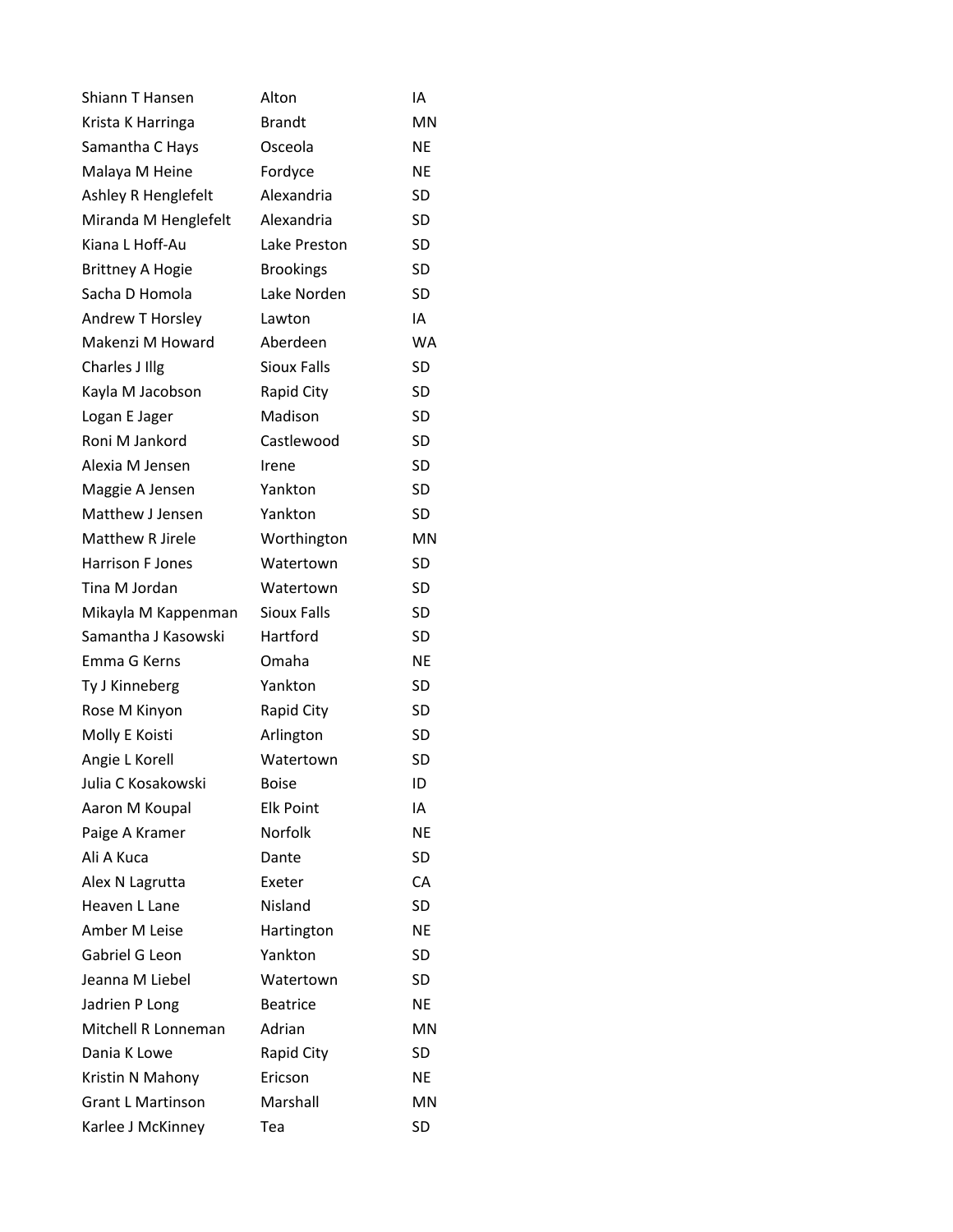| | | |
|---|---|---|
| Shiann T Hansen | Alton | IA |
| Krista K Harringa | Brandt | MN |
| Samantha C Hays | Osceola | NE |
| Malaya M Heine | Fordyce | NE |
| Ashley R Henglefelt | Alexandria | SD |
| Miranda M Henglefelt | Alexandria | SD |
| Kiana L Hoff-Au | Lake Preston | SD |
| Brittney A Hogie | Brookings | SD |
| Sacha D Homola | Lake Norden | SD |
| Andrew T Horsley | Lawton | IA |
| Makenzi M Howard | Aberdeen | WA |
| Charles J Illg | Sioux Falls | SD |
| Kayla M Jacobson | Rapid City | SD |
| Logan E Jager | Madison | SD |
| Roni M Jankord | Castlewood | SD |
| Alexia M Jensen | Irene | SD |
| Maggie A Jensen | Yankton | SD |
| Matthew J Jensen | Yankton | SD |
| Matthew R Jirele | Worthington | MN |
| Harrison F Jones | Watertown | SD |
| Tina M Jordan | Watertown | SD |
| Mikayla M Kappenman | Sioux Falls | SD |
| Samantha J Kasowski | Hartford | SD |
| Emma G Kerns | Omaha | NE |
| Ty J Kinneberg | Yankton | SD |
| Rose M Kinyon | Rapid City | SD |
| Molly E Koisti | Arlington | SD |
| Angie L Korell | Watertown | SD |
| Julia C Kosakowski | Boise | ID |
| Aaron M Koupal | Elk Point | IA |
| Paige A Kramer | Norfolk | NE |
| Ali A Kuca | Dante | SD |
| Alex N Lagrutta | Exeter | CA |
| Heaven L Lane | Nisland | SD |
| Amber M Leise | Hartington | NE |
| Gabriel G Leon | Yankton | SD |
| Jeanna M Liebel | Watertown | SD |
| Jadrien P Long | Beatrice | NE |
| Mitchell R Lonneman | Adrian | MN |
| Dania K Lowe | Rapid City | SD |
| Kristin N Mahony | Ericson | NE |
| Grant L Martinson | Marshall | MN |
| Karlee J McKinney | Tea | SD |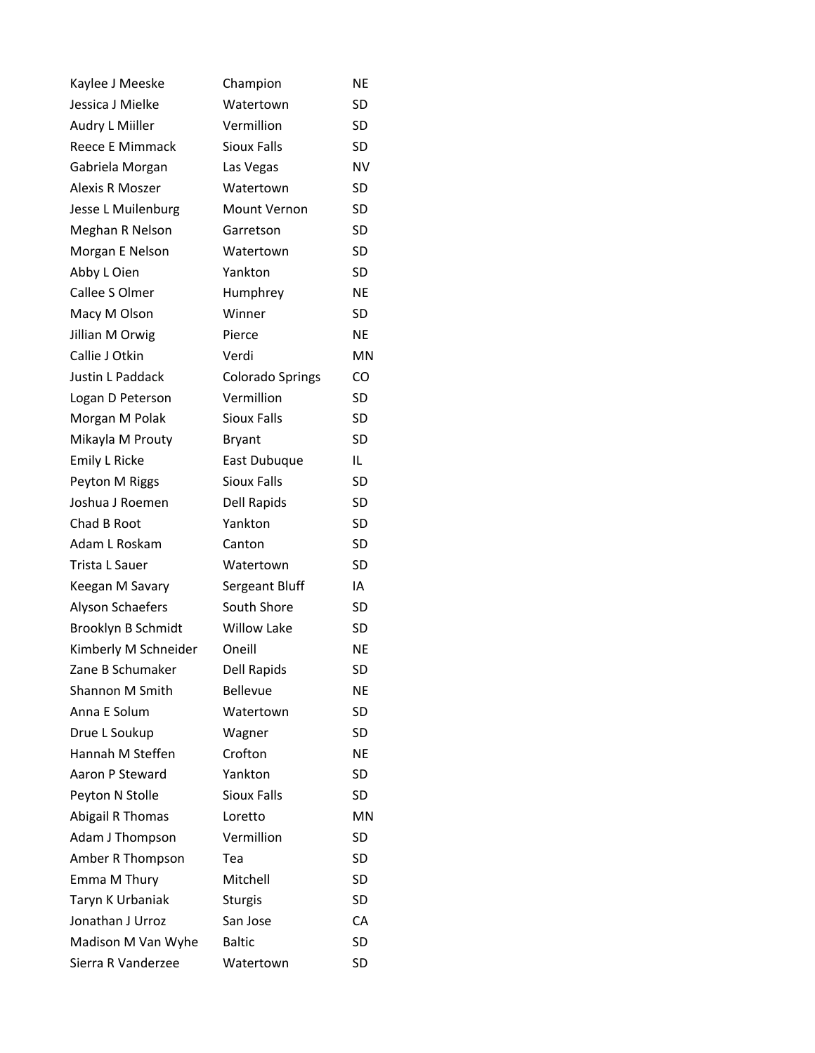| | | |
|---|---|---|
| Kaylee J Meeske | Champion | NE |
| Jessica J Mielke | Watertown | SD |
| Audry L Miiller | Vermillion | SD |
| Reece E Mimmack | Sioux Falls | SD |
| Gabriela Morgan | Las Vegas | NV |
| Alexis R Moszer | Watertown | SD |
| Jesse L Muilenburg | Mount Vernon | SD |
| Meghan R Nelson | Garretson | SD |
| Morgan E Nelson | Watertown | SD |
| Abby L Oien | Yankton | SD |
| Callee S Olmer | Humphrey | NE |
| Macy M Olson | Winner | SD |
| Jillian M Orwig | Pierce | NE |
| Callie J Otkin | Verdi | MN |
| Justin L Paddack | Colorado Springs | CO |
| Logan D Peterson | Vermillion | SD |
| Morgan M Polak | Sioux Falls | SD |
| Mikayla M Prouty | Bryant | SD |
| Emily L Ricke | East Dubuque | IL |
| Peyton M Riggs | Sioux Falls | SD |
| Joshua J Roemen | Dell Rapids | SD |
| Chad B Root | Yankton | SD |
| Adam L Roskam | Canton | SD |
| Trista L Sauer | Watertown | SD |
| Keegan M Savary | Sergeant Bluff | IA |
| Alyson Schaefers | South Shore | SD |
| Brooklyn B Schmidt | Willow Lake | SD |
| Kimberly M Schneider | Oneill | NE |
| Zane B Schumaker | Dell Rapids | SD |
| Shannon M Smith | Bellevue | NE |
| Anna E Solum | Watertown | SD |
| Drue L Soukup | Wagner | SD |
| Hannah M Steffen | Crofton | NE |
| Aaron P Steward | Yankton | SD |
| Peyton N Stolle | Sioux Falls | SD |
| Abigail R Thomas | Loretto | MN |
| Adam J Thompson | Vermillion | SD |
| Amber R Thompson | Tea | SD |
| Emma M Thury | Mitchell | SD |
| Taryn K Urbaniak | Sturgis | SD |
| Jonathan J Urroz | San Jose | CA |
| Madison M Van Wyhe | Baltic | SD |
| Sierra R Vanderzee | Watertown | SD |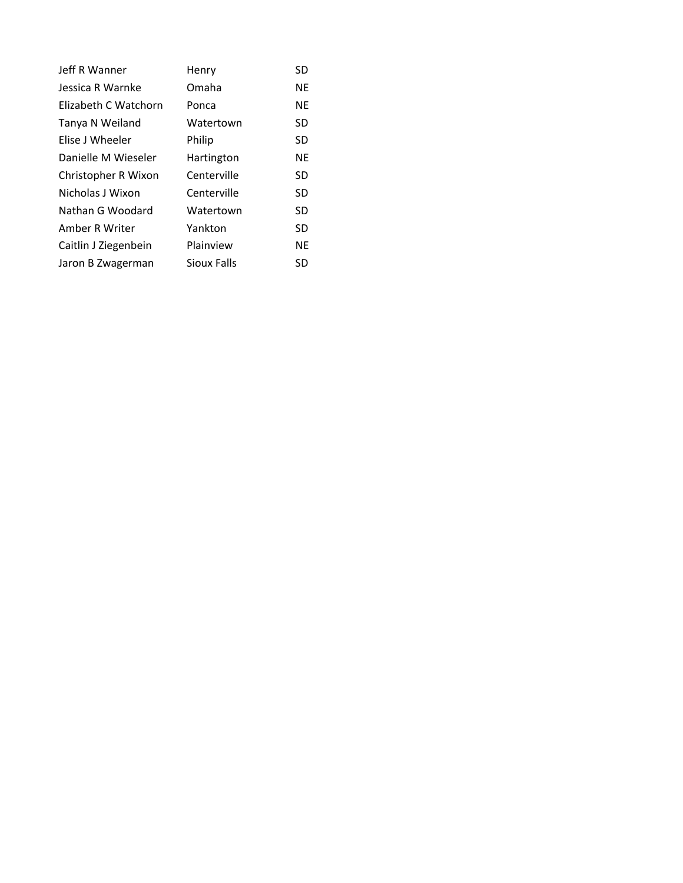| | | |
|---|---|---|
| Jeff R Wanner | Henry | SD |
| Jessica R Warnke | Omaha | NE |
| Elizabeth C Watchorn | Ponca | NE |
| Tanya N Weiland | Watertown | SD |
| Elise J Wheeler | Philip | SD |
| Danielle M Wieseler | Hartington | NE |
| Christopher R Wixon | Centerville | SD |
| Nicholas J Wixon | Centerville | SD |
| Nathan G Woodard | Watertown | SD |
| Amber R Writer | Yankton | SD |
| Caitlin J Ziegenbein | Plainview | NE |
| Jaron B Zwagerman | Sioux Falls | SD |